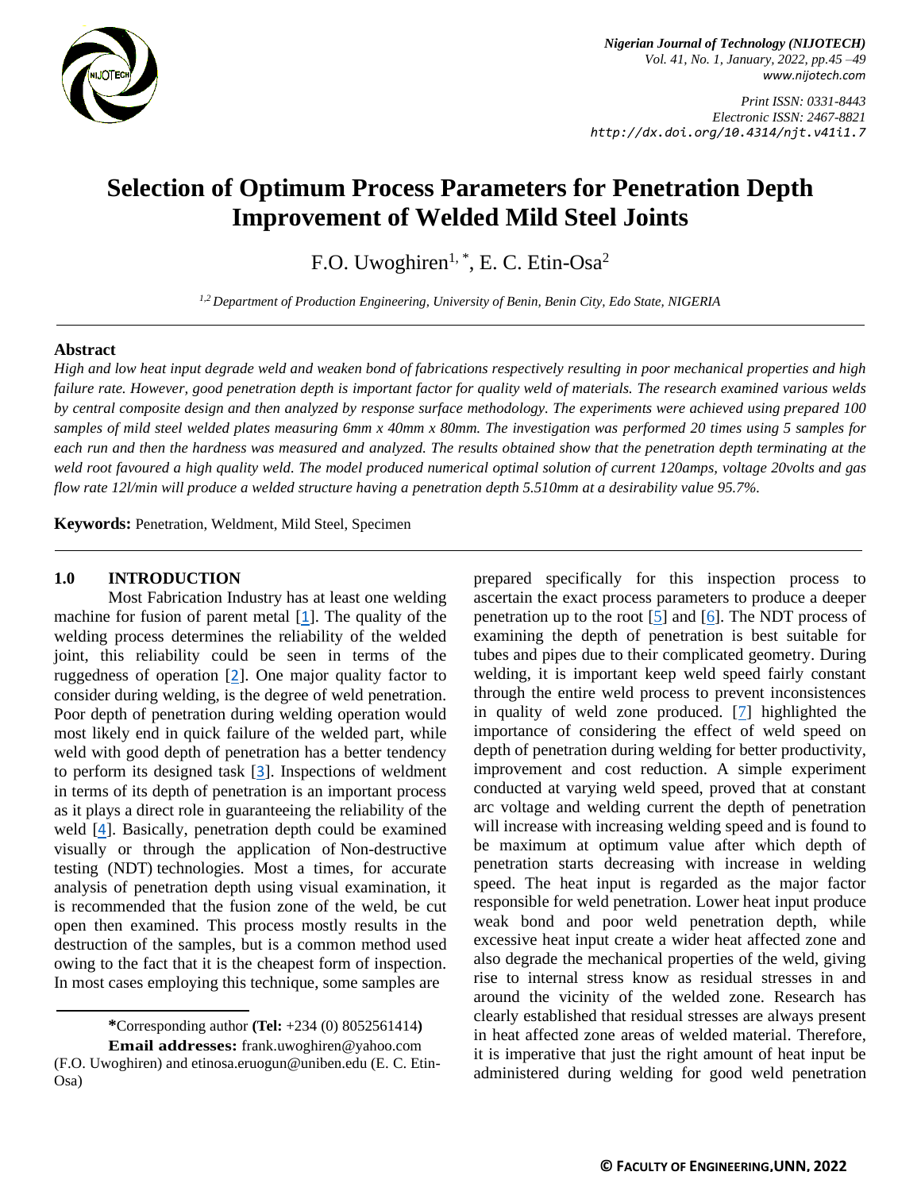# Selection of Optimum Process Parameters for Penetration Depth Improvement of Welded Mild Steel Joints

F.O. Uwoghiren[1, *], E. C. Etin-Osa[2]

[1,2] *Department of Production Engineering, University of Benin, Benin City, Edo State, NIGERIA*

## Abstract

*High and low heat input degrade weld and weaken bond of fabrications respectively resulting in poor mechanical properties and high failure rate. However, good penetration depth is important factor for quality weld of materials. The research examined various welds by central composite design and then analyzed by response surface methodology. The experiments were achieved using prepared 100 samples of mild steel welded plates measuring 6mm x 40mm x 80mm. The investigation was performed 20 times using 5 samples for each run and then the hardness was measured and analyzed. The results obtained show that the penetration depth terminating at the weld root favoured a high quality weld. The model produced numerical optimal solution of current 120amps, voltage 20volts and gas flow rate 12l/min will produce a welded structure having a penetration depth 5.510mm at a desirability value 95.7%.*

**Keywords:** Penetration, Weldment, Mild Steel, Specimen

## 1.0 INTRODUCTION

Most Fabrication Industry has at least one welding machine for fusion of parent metal [1]. The quality of the welding process determines the reliability of the welded joint, this reliability could be seen in terms of the ruggedness of operation [2]. One major quality factor to consider during welding, is the degree of weld penetration. Poor depth of penetration during welding operation would most likely end in quick failure of the welded part, while weld with good depth of penetration has a better tendency to perform its designed task [3]. Inspections of weldment in terms of its depth of penetration is an important process as it plays a direct role in guaranteeing the reliability of the weld [4]. Basically, penetration depth could be examined visually or through the application of Non-destructive testing (NDT) technologies. Most a times, for accurate analysis of penetration depth using visual examination, it is recommended that the fusion zone of the weld, be cut open then examined. This process mostly results in the destruction of the samples, but is a common method used owing to the fact that it is the cheapest form of inspection. In most cases employing this technique, some samples are prepared specifically for this inspection process to ascertain the exact process parameters to produce a deeper penetration up to the root [5] and [6]. The NDT process of examining the depth of penetration is best suitable for tubes and pipes due to their complicated geometry. During welding, it is important keep weld speed fairly constant through the entire weld process to prevent inconsistences in quality of weld zone produced. [7] highlighted the importance of considering the effect of weld speed on depth of penetration during welding for better productivity, improvement and cost reduction. A simple experiment conducted at varying weld speed, proved that at constant arc voltage and welding current the depth of penetration will increase with increasing welding speed and is found to be maximum at optimum value after which depth of penetration starts decreasing with increase in welding speed. The heat input is regarded as the major factor responsible for weld penetration. Lower heat input produce weak bond and poor weld penetration depth, while excessive heat input create a wider heat affected zone and also degrade the mechanical properties of the weld, giving rise to internal stress know as residual stresses in and around the vicinity of the welded zone. Research has clearly established that residual stresses are always present in heat affected zone areas of welded material. Therefore, it is imperative that just the right amount of heat input be administered during welding for good weld penetration

**\***Corresponding author **(Tel:** +234 (0) 8052561414**)**

**Email addresses:** frank.uwoghiren@yahoo.com (F.O. Uwoghiren) and etinosa.eruogun@uniben.edu (E. C. Etin-Osa)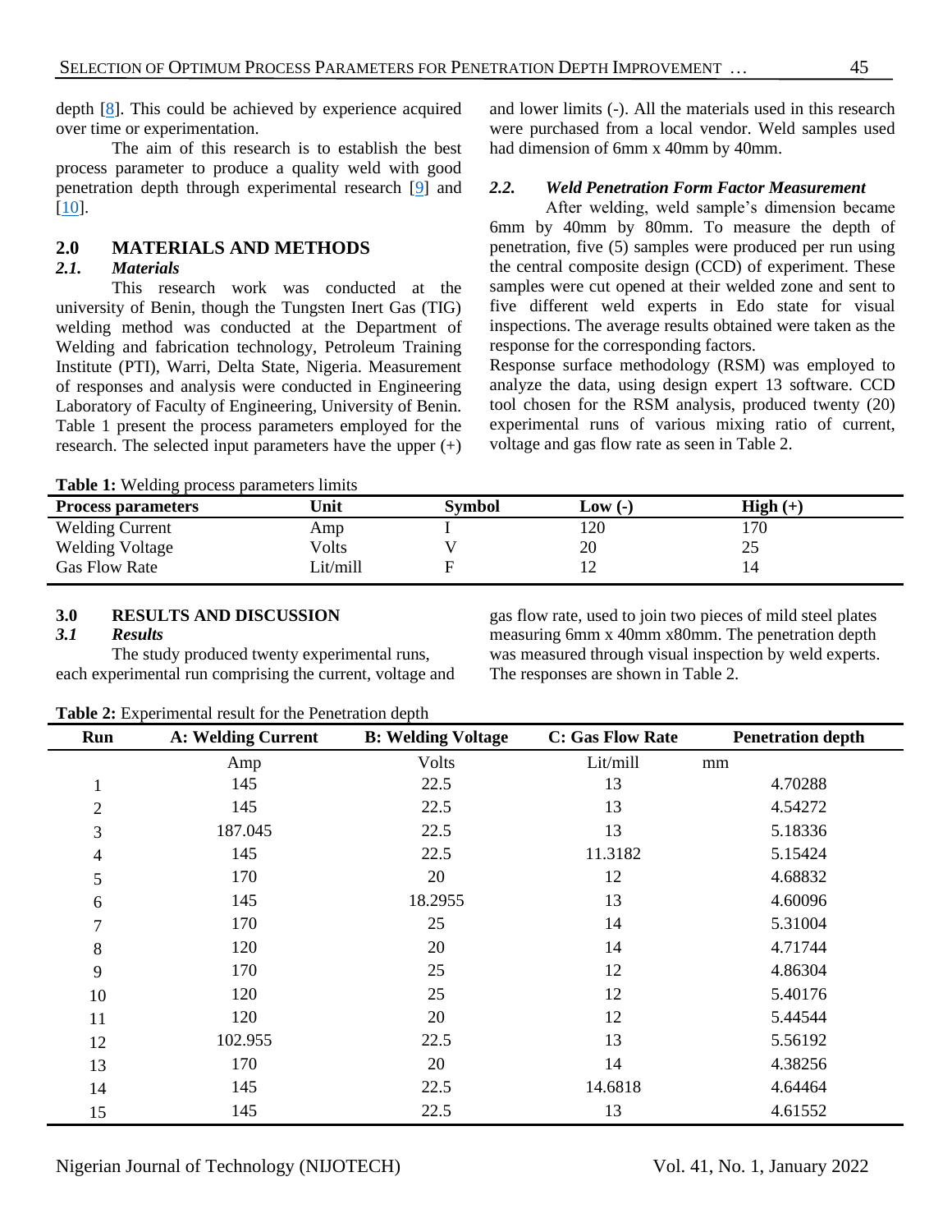depth [8]. This could be achieved by experience acquired over time or experimentation.

The aim of this research is to establish the best process parameter to produce a quality weld with good penetration depth through experimental research [9] and [10].

## 2.0 MATERIALS AND METHODS

### *2.1. Materials*

This research work was conducted at the university of Benin, though the Tungsten Inert Gas (TIG) welding method was conducted at the Department of Welding and fabrication technology, Petroleum Training Institute (PTI), Warri, Delta State, Nigeria. Measurement of responses and analysis were conducted in Engineering Laboratory of Faculty of Engineering, University of Benin. Table 1 present the process parameters employed for the research. The selected input parameters have the upper (+) and lower limits (-). All the materials used in this research were purchased from a local vendor. Weld samples used had dimension of 6mm x 40mm by 40mm.

### *2.2. Weld Penetration Form Factor Measurement*

After welding, weld sample's dimension became 6mm by 40mm by 80mm. To measure the depth of penetration, five (5) samples were produced per run using the central composite design (CCD) of experiment. These samples were cut opened at their welded zone and sent to five different weld experts in Edo state for visual inspections. The average results obtained were taken as the response for the corresponding factors.

Response surface methodology (RSM) was employed to analyze the data, using design expert 13 software. CCD tool chosen for the RSM analysis, produced twenty (20) experimental runs of various mixing ratio of current, voltage and gas flow rate as seen in Table 2.

**Table 1:** Welding process parameters limits

| Process parameters | Unit | Symbol | Low (-) | High (+) |
|---|---|---|---|---|
| Welding Current | Amp | I | 120 | 170 |
| Welding Voltage | Volts | V | 20 | 25 |
| Gas Flow Rate | Lit/mill | F | 12 | 14 |

## 3.0 RESULTS AND DISCUSSION

### *3.1 Results*

The study produced twenty experimental runs, each experimental run comprising the current, voltage and gas flow rate, used to join two pieces of mild steel plates measuring 6mm x 40mm x80mm. The penetration depth was measured through visual inspection by weld experts. The responses are shown in Table 2.

**Table 2:** Experimental result for the Penetration depth

| Run | A: Welding Current | B: Welding Voltage | C: Gas Flow Rate | Penetration depth |
|---|---|---|---|---|
| | Amp | Volts | Lit/mill | mm |
| 1 | 145 | 22.5 | 13 | 4.70288 |
| 2 | 145 | 22.5 | 13 | 4.54272 |
| 3 | 187.045 | 22.5 | 13 | 5.18336 |
| 4 | 145 | 22.5 | 11.3182 | 5.15424 |
| 5 | 170 | 20 | 12 | 4.68832 |
| 6 | 145 | 18.2955 | 13 | 4.60096 |
| 7 | 170 | 25 | 14 | 5.31004 |
| 8 | 120 | 20 | 14 | 4.71744 |
| 9 | 170 | 25 | 12 | 4.86304 |
| 10 | 120 | 25 | 12 | 5.40176 |
| 11 | 120 | 20 | 12 | 5.44544 |
| 12 | 102.955 | 22.5 | 13 | 5.56192 |
| 13 | 170 | 20 | 14 | 4.38256 |
| 14 | 145 | 22.5 | 14.6818 | 4.64464 |
| 15 | 145 | 22.5 | 13 | 4.61552 |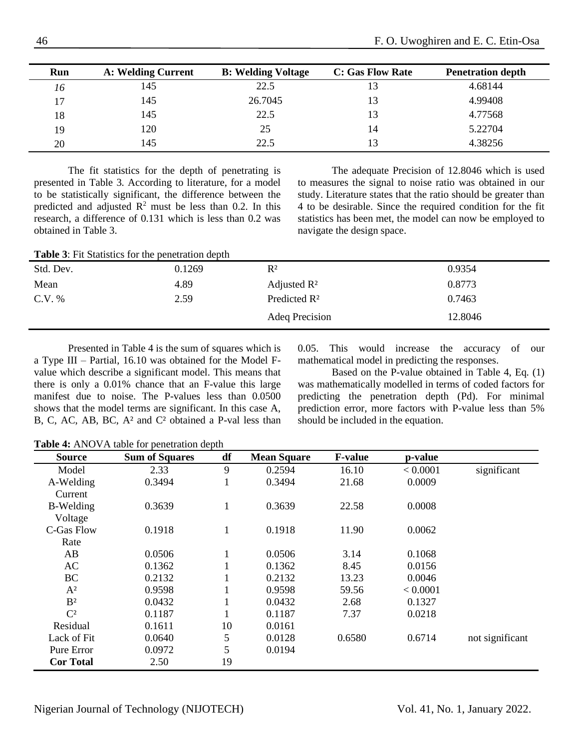| Run | A: Welding Current | B: Welding Voltage | C: Gas Flow Rate | Penetration depth |
|---|---|---|---|---|
| *16* | 145 | 22.5 | 13 | 4.68144 |
| 17 | 145 | 26.7045 | 13 | 4.99408 |
| 18 | 145 | 22.5 | 13 | 4.77568 |
| 19 | 120 | 25 | 14 | 5.22704 |
| 20 | 145 | 22.5 | 13 | 4.38256 |

The fit statistics for the depth of penetrating is presented in Table 3. According to literature, for a model to be statistically significant, the difference between the predicted and adjusted $R^2$ must be less than 0.2. In this research, a difference of 0.131 which is less than 0.2 was obtained in Table 3.

The adequate Precision of 12.8046 which is used to measures the signal to noise ratio was obtained in our study. Literature states that the ratio should be greater than 4 to be desirable. Since the required condition for the fit statistics has been met, the model can now be employed to navigate the design space.

**Table 3**: Fit Statistics for the penetration depth

| | | | |
|---|---|---|---|
| Std. Dev. | 0.1269 | $R^2$ | 0.9354 |
| Mean | 4.89 | Adjusted $R^2$ | 0.8773 |
| C.V. % | 2.59 | Predicted $R^2$ | 0.7463 |
| | | Adeq Precision | 12.8046 |

Presented in Table 4 is the sum of squares which is a Type III – Partial, 16.10 was obtained for the Model F-value which describe a significant model. This means that there is only a 0.01% chance that an F-value this large manifest due to noise. The P-values less than 0.0500 shows that the model terms are significant. In this case A, B, C, AC, AB, BC, $A^2$ and $C^2$ obtained a P-val less than 0.05. This would increase the accuracy of our mathematical model in predicting the responses.

Based on the P-value obtained in Table 4, Eq. (1) was mathematically modelled in terms of coded factors for predicting the penetration depth (Pd). For minimal prediction error, more factors with P-value less than 5% should be included in the equation.

**Table 4:** ANOVA table for penetration depth

| Source | Sum of Squares | df | Mean Square | F-value | p-value | |
|---|---|---|---|---|---|---|
| Model | 2.33 | 9 | 0.2594 | 16.10 | < 0.0001 | significant |
| A-Welding Current | 0.3494 | 1 | 0.3494 | 21.68 | 0.0009 | |
| B-Welding Voltage | 0.3639 | 1 | 0.3639 | 22.58 | 0.0008 | |
| C-Gas Flow Rate | 0.1918 | 1 | 0.1918 | 11.90 | 0.0062 | |
| AB | 0.0506 | 1 | 0.0506 | 3.14 | 0.1068 | |
| AC | 0.1362 | 1 | 0.1362 | 8.45 | 0.0156 | |
| BC | 0.2132 | 1 | 0.2132 | 13.23 | 0.0046 | |
| $A^2$ | 0.9598 | 1 | 0.9598 | 59.56 | < 0.0001 | |
| $B^2$ | 0.0432 | 1 | 0.0432 | 2.68 | 0.1327 | |
| $C^2$ | 0.1187 | 1 | 0.1187 | 7.37 | 0.0218 | |
| Residual | 0.1611 | 10 | 0.0161 | | | |
| Lack of Fit | 0.0640 | 5 | 0.0128 | 0.6580 | 0.6714 | not significant |
| Pure Error | 0.0972 | 5 | 0.0194 | | | |
| **Cor Total** | 2.50 | 19 | | | | |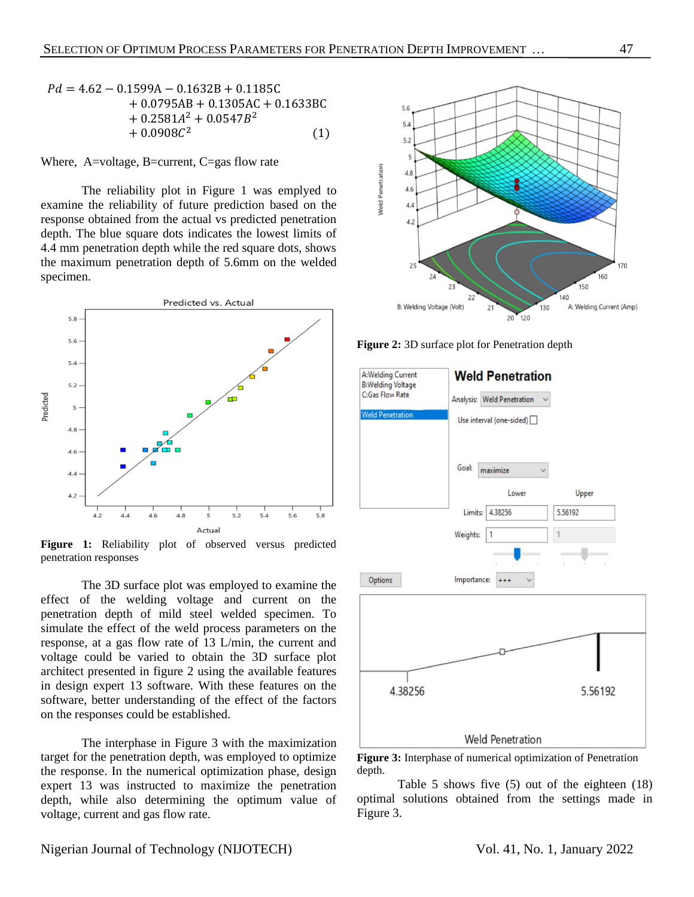$$Pd = 4.62 - 0.1599A - 0.1632B + 0.1185C + 0.0795AB + 0.1305AC + 0.1633BC + 0.2581A^2 + 0.0547B^2 + 0.0908C^2 \quad (1)$$

Where, A=voltage, B=current, C=gas flow rate

The reliability plot in Figure 1 was emplyed to examine the reliability of future prediction based on the response obtained from the actual vs predicted penetration depth. The blue square dots indicates the lowest limits of 4.4 mm penetration depth while the red square dots, shows the maximum penetration depth of 5.6mm on the welded specimen.

**Figure 1:** Reliability plot of observed versus predicted penetration responses

The 3D surface plot was employed to examine the effect of the welding voltage and current on the penetration depth of mild steel welded specimen. To simulate the effect of the weld process parameters on the response, at a gas flow rate of 13 L/min, the current and voltage could be varied to obtain the 3D surface plot architect presented in figure 2 using the available features in design expert 13 software. With these features on the software, better understanding of the effect of the factors on the responses could be established.

The interphase in Figure 3 with the maximization target for the penetration depth, was employed to optimize the response. In the numerical optimization phase, design expert 13 was instructed to maximize the penetration depth, while also determining the optimum value of voltage, current and gas flow rate.

**Figure 2:** 3D surface plot for Penetration depth

**Figure 3:** Interphase of numerical optimization of Penetration depth.

Table 5 shows five (5) out of the eighteen (18) optimal solutions obtained from the settings made in Figure 3.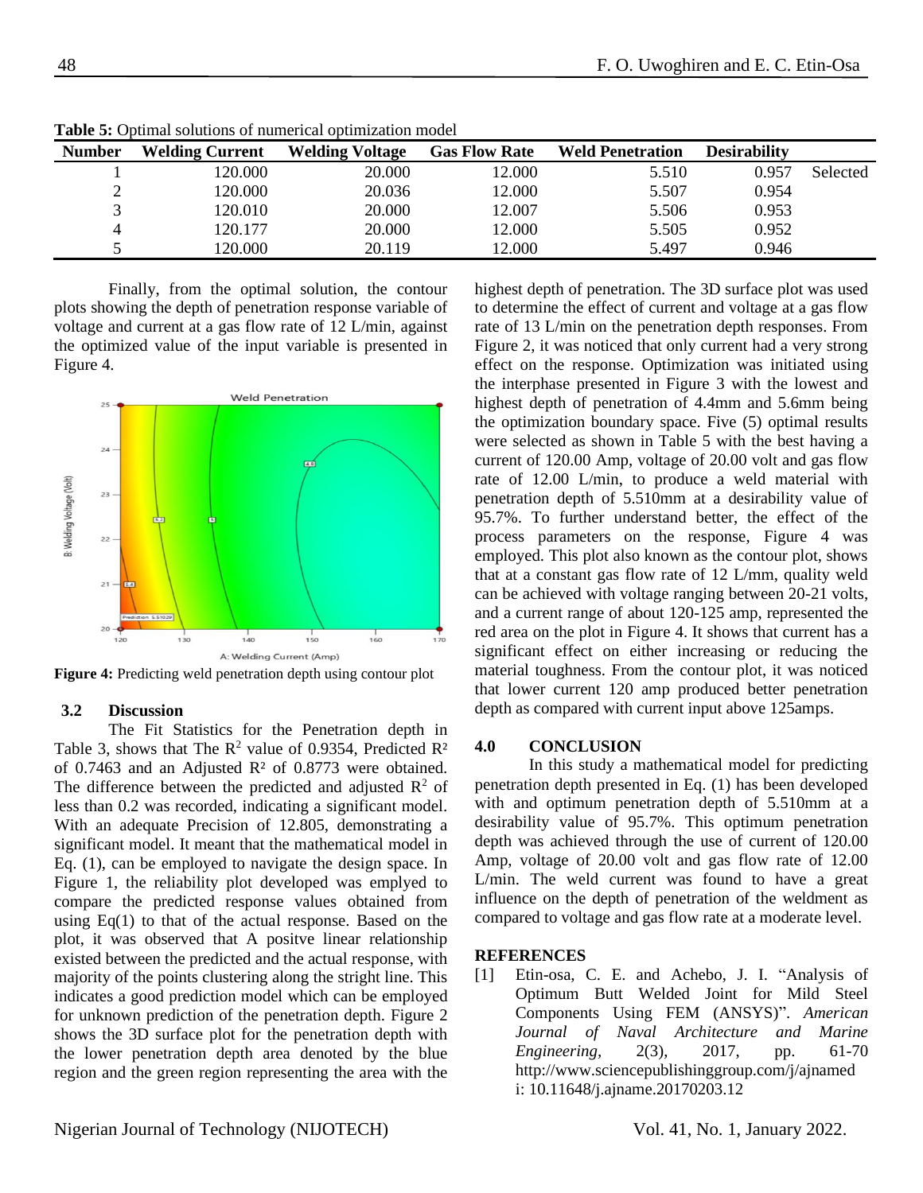**Table 5:** Optimal solutions of numerical optimization model

| Number | Welding Current | Welding Voltage | Gas Flow Rate | Weld Penetration | Desirability | |
|---|---|---|---|---|---|---|
| 1 | 120.000 | 20.000 | 12.000 | 5.510 | 0.957 | Selected |
| 2 | 120.000 | 20.036 | 12.000 | 5.507 | 0.954 | |
| 3 | 120.010 | 20.000 | 12.007 | 5.506 | 0.953 | |
| 4 | 120.177 | 20.000 | 12.000 | 5.505 | 0.952 | |
| 5 | 120.000 | 20.119 | 12.000 | 5.497 | 0.946 | |

Finally, from the optimal solution, the contour plots showing the depth of penetration response variable of voltage and current at a gas flow rate of 12 L/min, against the optimized value of the input variable is presented in Figure 4.

**Figure 4:** Predicting weld penetration depth using contour plot

### 3.2 Discussion

The Fit Statistics for the Penetration depth in Table 3, shows that The $R^2$ value of 0.9354, Predicted $R^2$ of 0.7463 and an Adjusted $R^2$ of 0.8773 were obtained. The difference between the predicted and adjusted $R^2$ of less than 0.2 was recorded, indicating a significant model. With an adequate Precision of 12.805, demonstrating a significant model. It meant that the mathematical model in Eq. (1), can be employed to navigate the design space. In Figure 1, the reliability plot developed was emplyed to compare the predicted response values obtained from using Eq(1) to that of the actual response. Based on the plot, it was observed that A positve linear relationship existed between the predicted and the actual response, with majority of the points clustering along the stright line. This indicates a good prediction model which can be employed for unknown prediction of the penetration depth. Figure 2 shows the 3D surface plot for the penetration depth with the lower penetration depth area denoted by the blue region and the green region representing the area with the highest depth of penetration. The 3D surface plot was used to determine the effect of current and voltage at a gas flow rate of 13 L/min on the penetration depth responses. From Figure 2, it was noticed that only current had a very strong effect on the response. Optimization was initiated using the interphase presented in Figure 3 with the lowest and highest depth of penetration of 4.4mm and 5.6mm being the optimization boundary space. Five (5) optimal results were selected as shown in Table 5 with the best having a current of 120.00 Amp, voltage of 20.00 volt and gas flow rate of 12.00 L/min, to produce a weld material with penetration depth of 5.510mm at a desirability value of 95.7%. To further understand better, the effect of the process parameters on the response, Figure 4 was employed. This plot also known as the contour plot, shows that at a constant gas flow rate of 12 L/mm, quality weld can be achieved with voltage ranging between 20-21 volts, and a current range of about 120-125 amp, represented the red area on the plot in Figure 4. It shows that current has a significant effect on either increasing or reducing the material toughness. From the contour plot, it was noticed that lower current 120 amp produced better penetration depth as compared with current input above 125amps.

## 4.0 CONCLUSION

In this study a mathematical model for predicting penetration depth presented in Eq. (1) has been developed with and optimum penetration depth of 5.510mm at a desirability value of 95.7%. This optimum penetration depth was achieved through the use of current of 120.00 Amp, voltage of 20.00 volt and gas flow rate of 12.00 L/min. The weld current was found to have a great influence on the depth of penetration of the weldment as compared to voltage and gas flow rate at a moderate level.

## REFERENCES

[1] Etin-osa, C. E. and Achebo, J. I. "Analysis of Optimum Butt Welded Joint for Mild Steel Components Using FEM (ANSYS)". *American Journal of Naval Architecture and Marine Engineering,* 2(3), 2017, pp. 61-70 http://www.sciencepublishinggroup.com/j/ajnamed i: 10.11648/j.ajname.20170203.12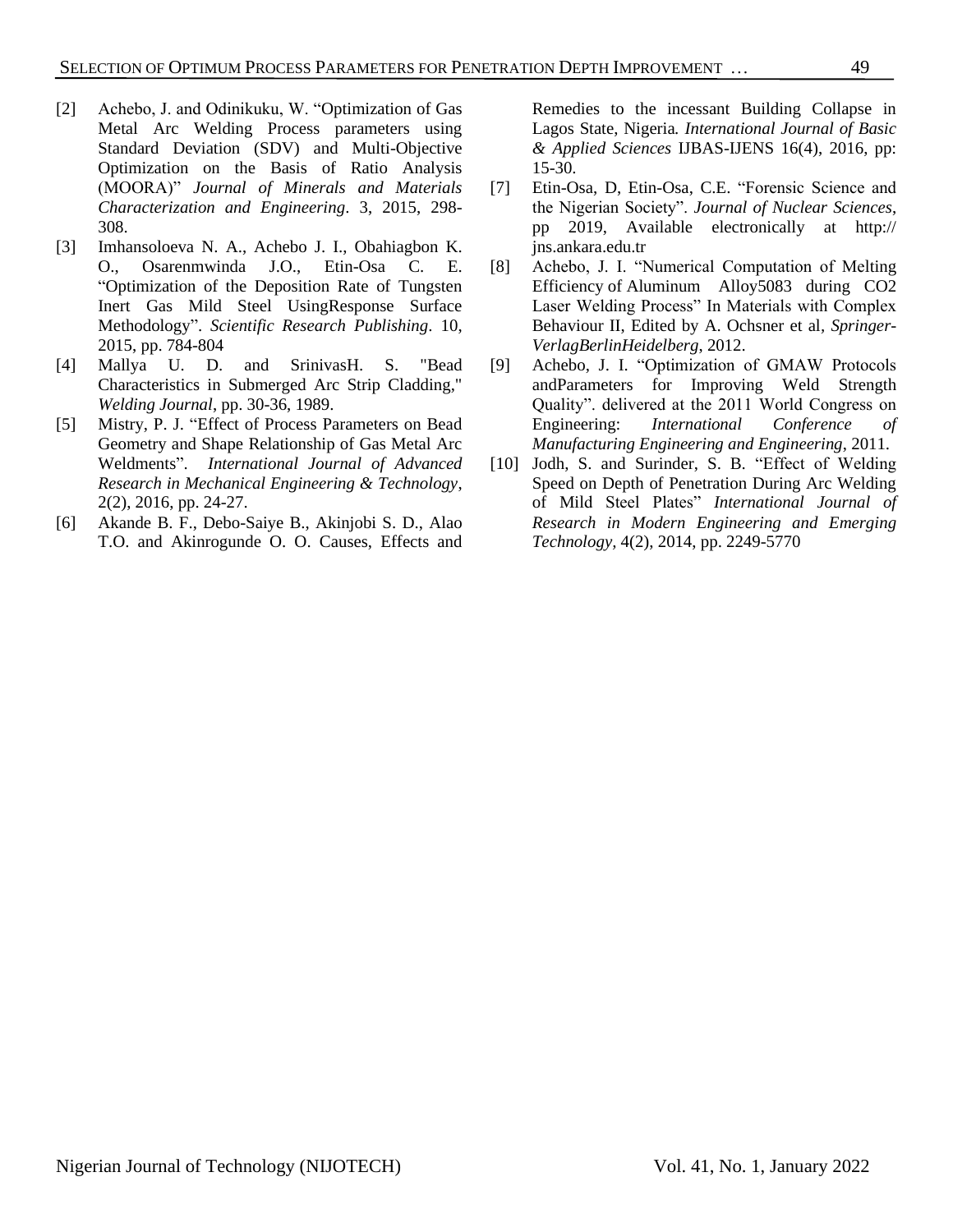[2] Achebo, J. and Odinikuku, W. "Optimization of Gas Metal Arc Welding Process parameters using Standard Deviation (SDV) and Multi-Objective Optimization on the Basis of Ratio Analysis (MOORA)" *Journal of Minerals and Materials Characterization and Engineering*. 3, 2015, 298-308.

[3] Imhansoloeva N. A., Achebo J. I., Obahiagbon K. O., Osarenmwinda J.O., Etin-Osa C. E. "Optimization of the Deposition Rate of Tungsten Inert Gas Mild Steel UsingResponse Surface Methodology". *Scientific Research Publishing*. 10, 2015, pp. 784-804

[4] Mallya U. D. and SrinivasH. S. "Bead Characteristics in Submerged Arc Strip Cladding," *Welding Journal*, pp. 30-36, 1989.

[5] Mistry, P. J. "Effect of Process Parameters on Bead Geometry and Shape Relationship of Gas Metal Arc Weldments". *International Journal of Advanced Research in Mechanical Engineering & Technology*, 2(2), 2016, pp. 24-27.

[6] Akande B. F., Debo-Saiye B., Akinjobi S. D., Alao T.O. and Akinrogunde O. O. Causes, Effects and Remedies to the incessant Building Collapse in Lagos State, Nigeria. *International Journal of Basic & Applied Sciences* IJBAS-IJENS 16(4), 2016, pp: 15-30.

[7] Etin-Osa, D, Etin-Osa, C.E. "Forensic Science and the Nigerian Society". *Journal of Nuclear Sciences*, pp 2019, Available electronically at http:// jns.ankara.edu.tr

[8] Achebo, J. I. "Numerical Computation of Melting Efficiency of Aluminum Alloy5083 during CO2 Laser Welding Process" In Materials with Complex Behaviour II, Edited by A. Ochsner et al, *Springer-VerlagBerlinHeidelberg*, 2012.

[9] Achebo, J. I. "Optimization of GMAW Protocols andParameters for Improving Weld Strength Quality". delivered at the 2011 World Congress on Engineering: *International Conference of Manufacturing Engineering and Engineering*, 2011.

[10] Jodh, S. and Surinder, S. B. "Effect of Welding Speed on Depth of Penetration During Arc Welding of Mild Steel Plates" *International Journal of Research in Modern Engineering and Emerging Technology*, 4(2), 2014, pp. 2249-5770